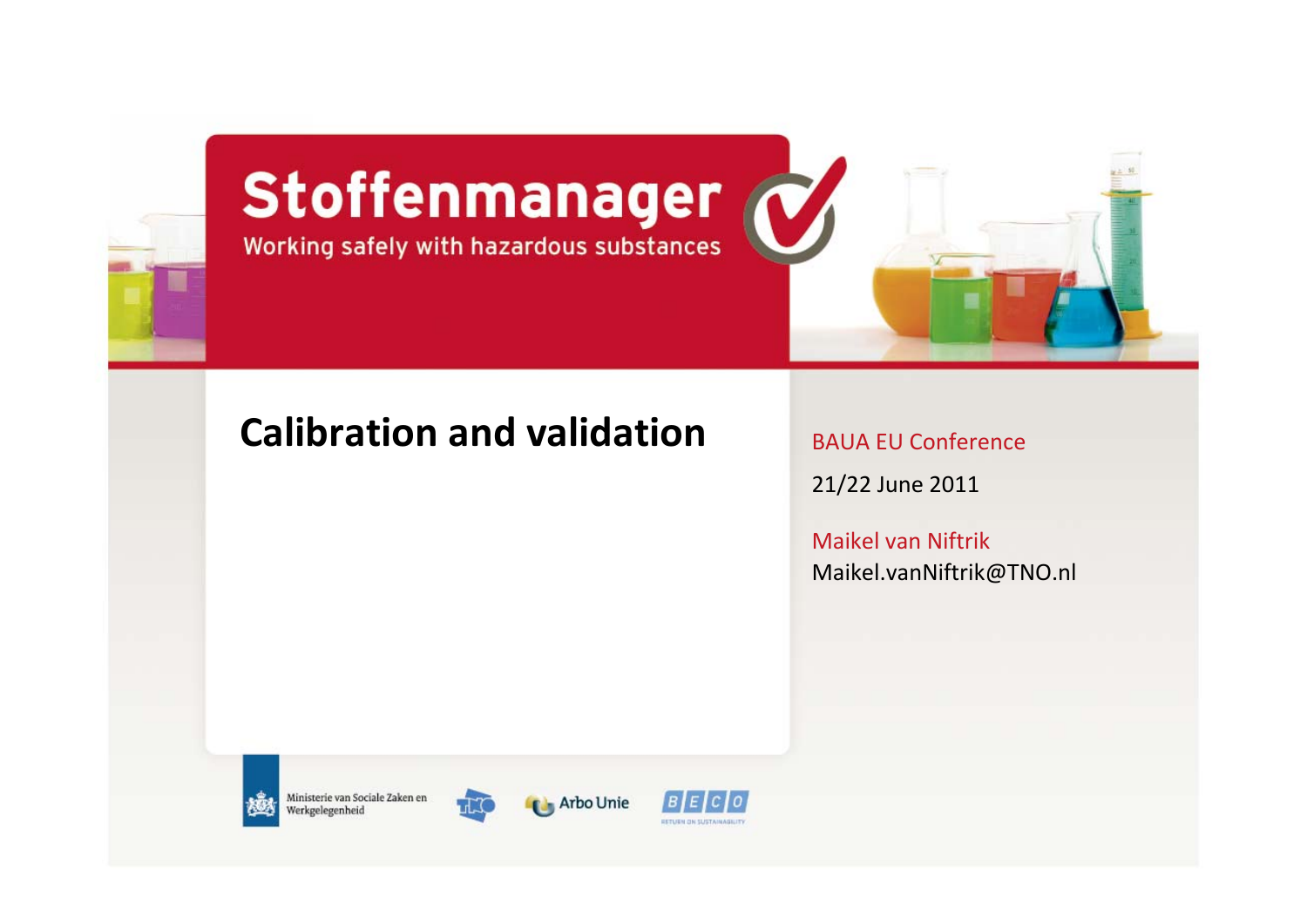# Stoffenmanager

Working safely with hazardous substances

## Calibration and validation

BAUA EU Conference

21/22 June 2011

Maikel van Niftrik

Maikel.vanNiftrik@TNO.nl

Ministerie van Sociale Zaken en Werkgelegenheid

TNO

Arbo Unie

BECO

RETURN ON SUSTAINABILITY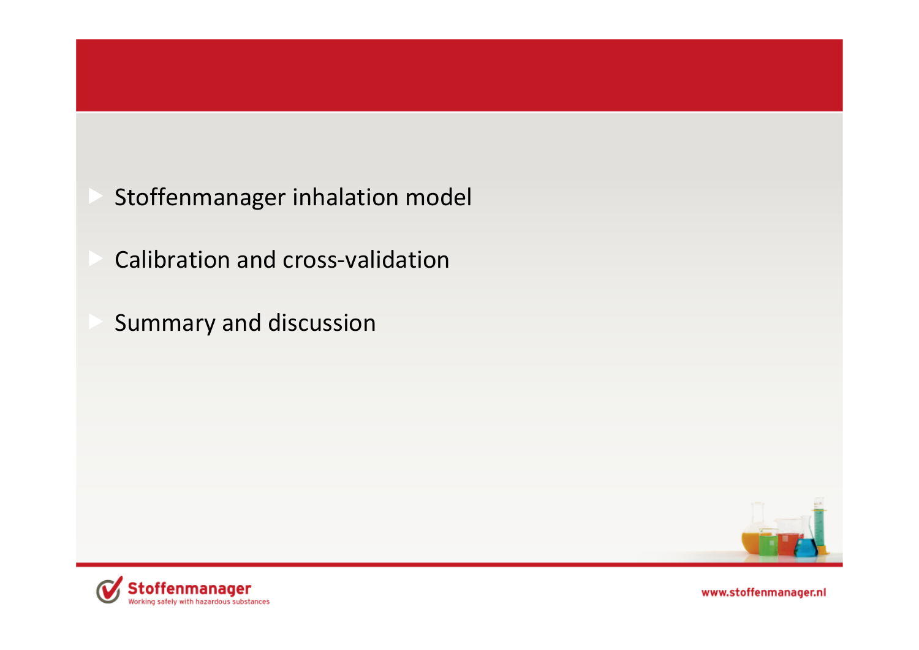- Stoffenmanager inhalation model
- Calibration and cross-validation
- Summary and discussion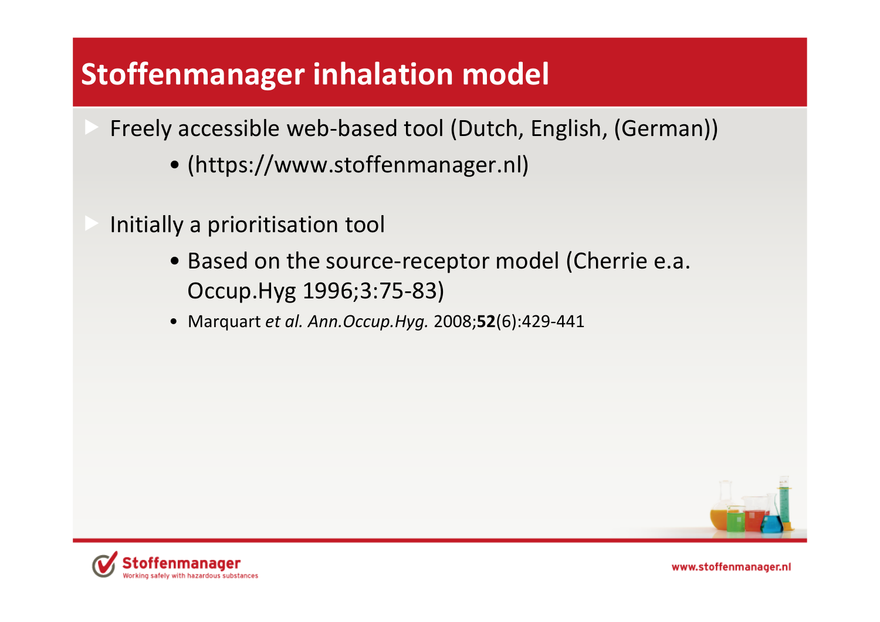# Stoffenmanager inhalation model

- Freely accessible web-based tool (Dutch, English, (German))
  - (https://www.stoffenmanager.nl)

- Initially a prioritisation tool
  - Based on the source-receptor model (Cherrie e.a. Occup.Hyg 1996;3:75-83)
  - Marquart *et al. Ann.Occup.Hyg.* 2008;**52**(6):429-441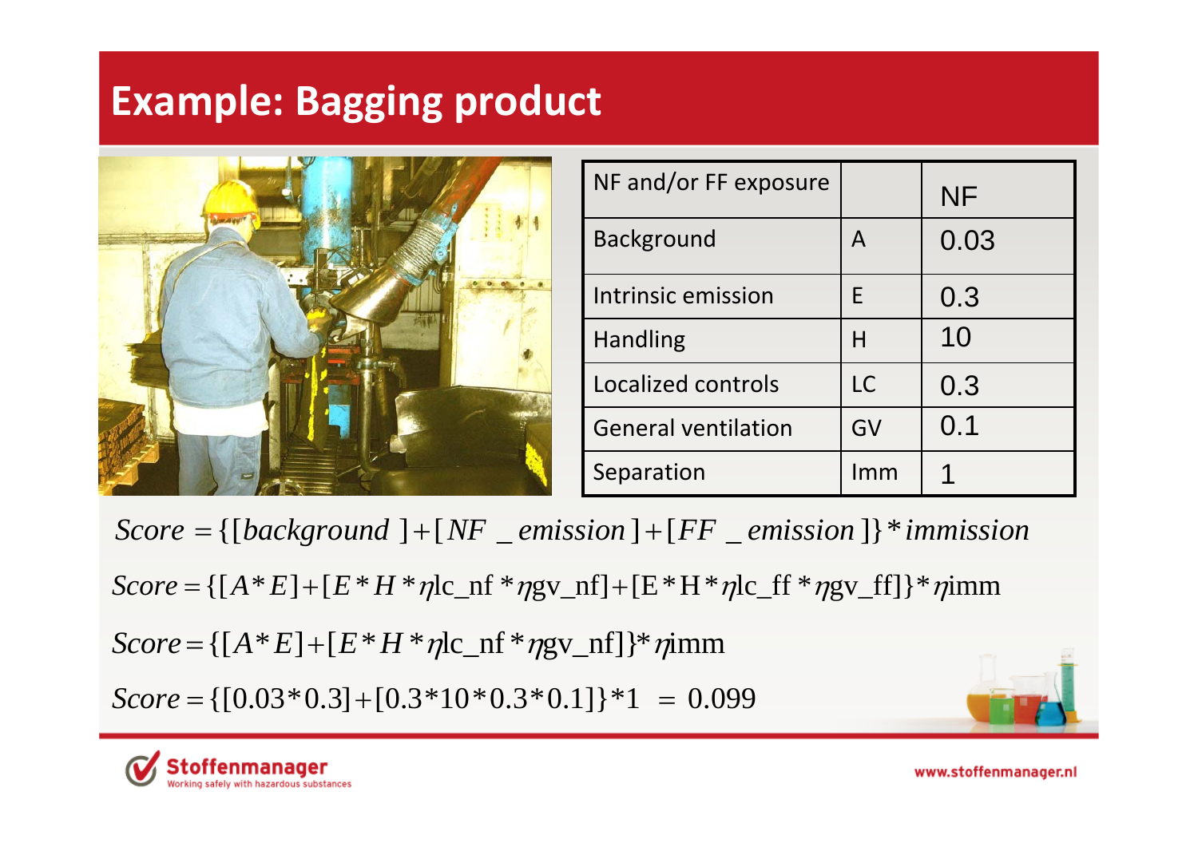# Example: Bagging product

| NF and/or FF exposure | | NF |
|---|---|---|
| Background | A | 0.03 |
| Intrinsic emission | E | 0.3 |
| Handling | H | 10 |
| Localized controls | LC | 0.3 |
| General ventilation | GV | 0.1 |
| Separation | Imm | 1 |

$$Score = \{[background] + [NF\_emission] + [FF\_emission]\} * immission$$

$$Score = \{[A * E] + [E * H * \eta\text{lc\_nf} * \eta\text{gv\_nf}] + [\text{E} * \text{H} * \eta\text{lc\_ff} * \eta\text{gv\_ff}]\} * \eta\text{imm}$$

$$Score = \{[A * E] + [E * H * \eta\text{lc\_nf} * \eta\text{gv\_nf}]\} * \eta\text{imm}$$

$$Score = \{[0.03 * 0.3] + [0.3 * 10 * 0.3 * 0.1]\} * 1 \ = \ 0.099$$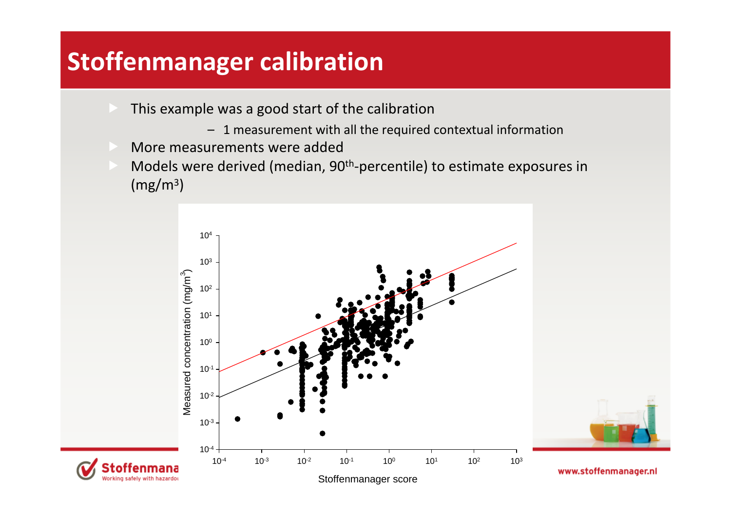# Stoffenmanager calibration

- This example was a good start of the calibration
  - 1 measurement with all the required contextual information
- More measurements were added
- Models were derived (median, 90th-percentile) to estimate exposures in (mg/m3)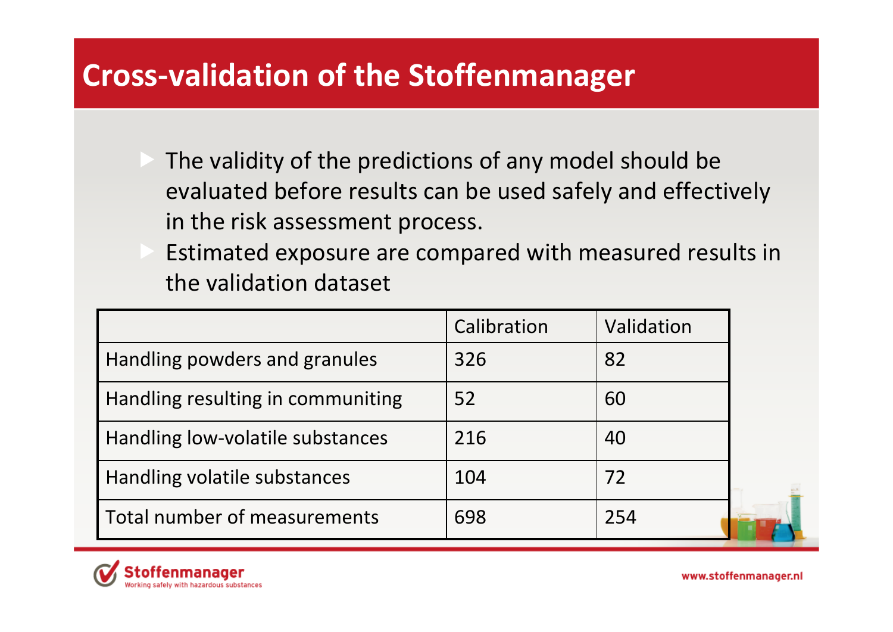# Cross-validation of the Stoffenmanager

- The validity of the predictions of any model should be evaluated before results can be used safely and effectively in the risk assessment process.
- Estimated exposure are compared with measured results in the validation dataset

| | Calibration | Validation |
|---|---|---|
| Handling powders and granules | 326 | 82 |
| Handling resulting in communiting | 52 | 60 |
| Handling low-volatile substances | 216 | 40 |
| Handling volatile substances | 104 | 72 |
| Total number of measurements | 698 | 254 |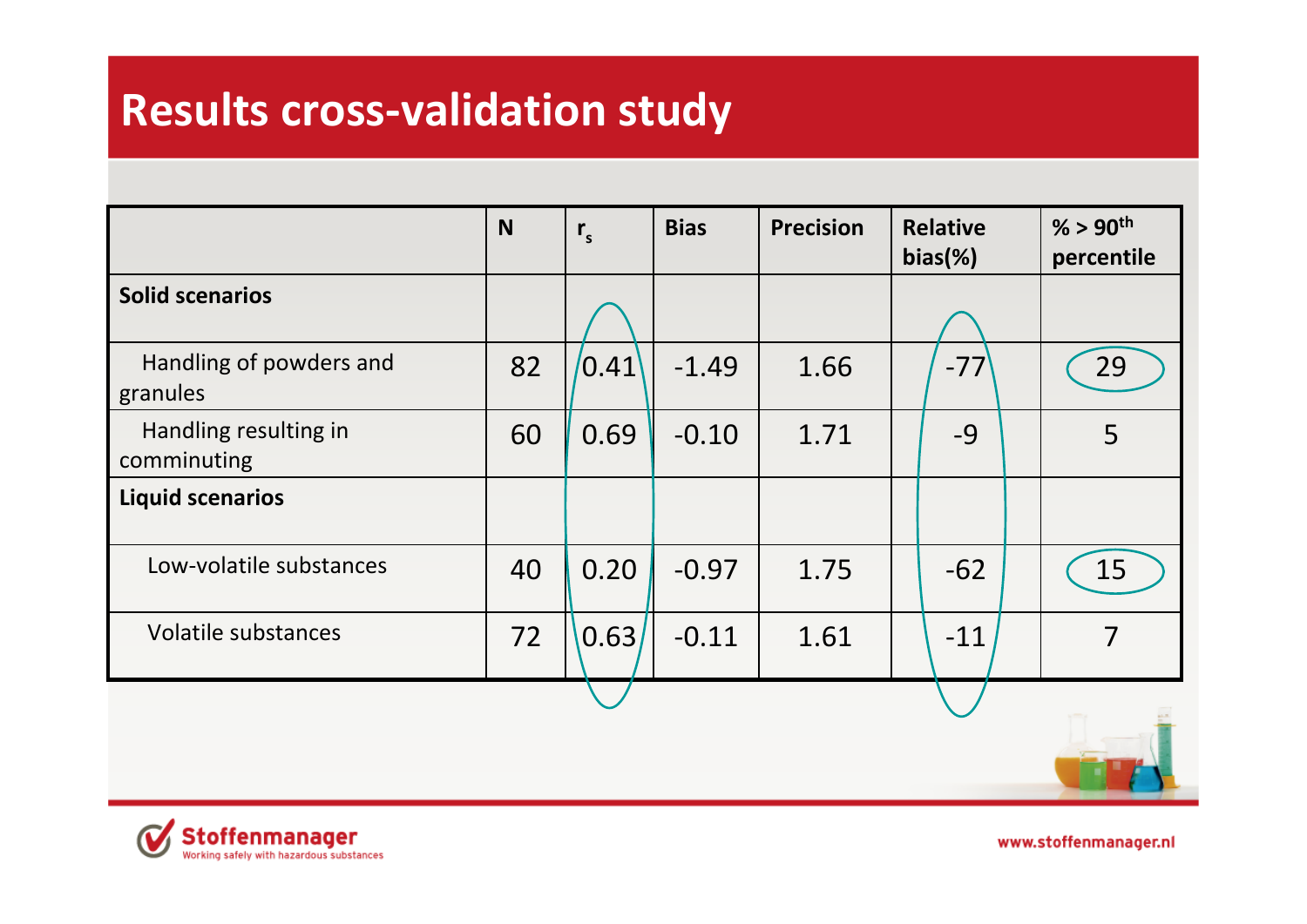# Results cross-validation study

| | N | $r_s$ | Bias | Precision | Relative bias(%) | % > 90th percentile |
|---|---|---|---|---|---|---|
| **Solid scenarios** | | | | | | |
| Handling of powders and granules | 82 | 0.41 | -1.49 | 1.66 | -77 | 29 |
| Handling resulting in comminuting | 60 | 0.69 | -0.10 | 1.71 | -9 | 5 |
| **Liquid scenarios** | | | | | | |
| Low-volatile substances | 40 | 0.20 | -0.97 | 1.75 | -62 | 15 |
| Volatile substances | 72 | 0.63 | -0.11 | 1.61 | -11 | 7 |

Stoffenmanager
Working safely with hazardous substances

www.stoffenmanager.nl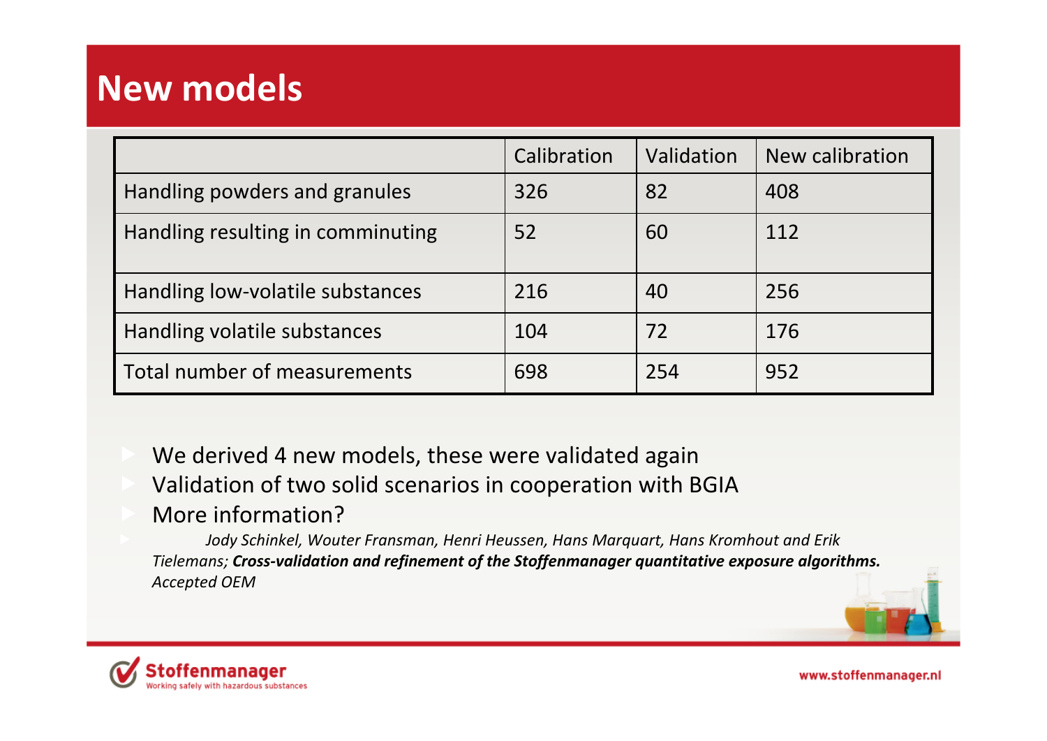# New models

| | Calibration | Validation | New calibration |
|---|---|---|---|
| Handling powders and granules | 326 | 82 | 408 |
| Handling resulting in comminuting | 52 | 60 | 112 |
| Handling low-volatile substances | 216 | 40 | 256 |
| Handling volatile substances | 104 | 72 | 176 |
| Total number of measurements | 698 | 254 | 952 |

- We derived 4 new models, these were validated again
- Validation of two solid scenarios in cooperation with BGIA
- More information?
  - *Jody Schinkel, Wouter Fransman, Henri Heussen, Hans Marquart, Hans Kromhout and Erik Tielemans;* ***Cross-validation and refinement of the Stoffenmanager quantitative exposure algorithms.*** *Accepted OEM*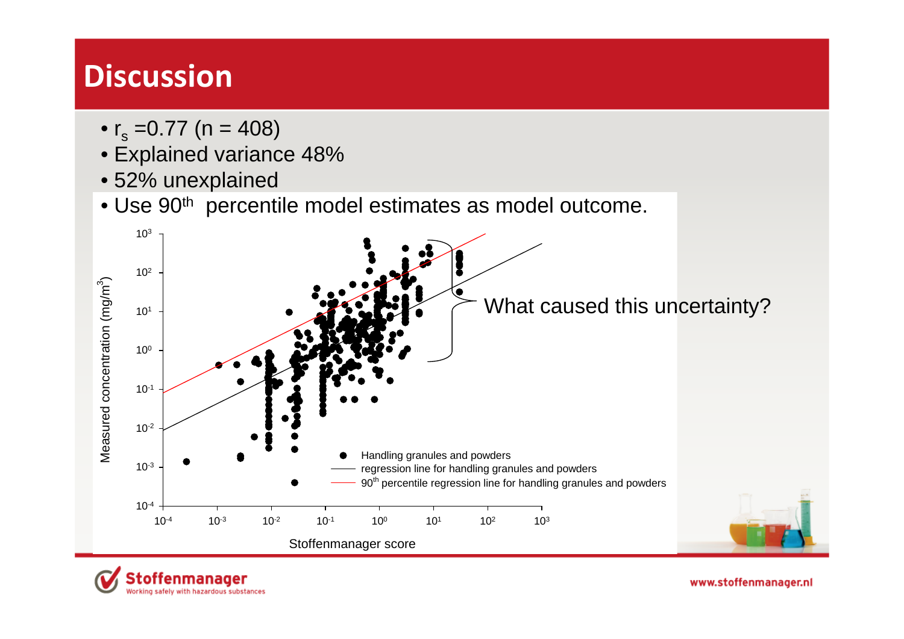# Discussion

- $r_s$ =0.77 (n = 408)
- Explained variance 48%
- 52% unexplained
- Use 90th percentile model estimates as model outcome.

What caused this uncertainty?

Measured concentration ($mg/m^3$)

Stoffenmanager score

- Handling granules and powders
- regression line for handling granules and powders
- 90th percentile regression line for handling granules and powders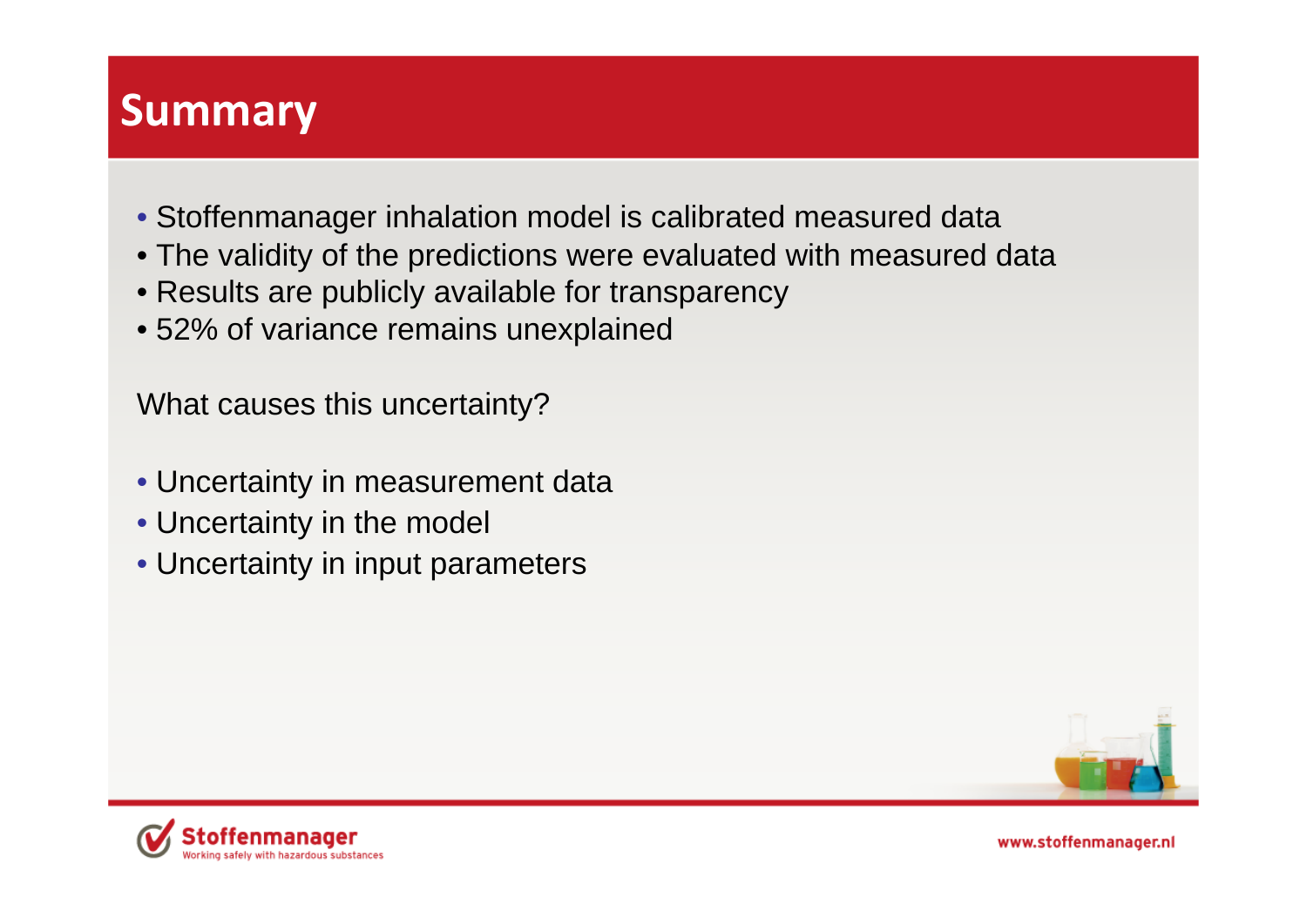# Summary

- Stoffenmanager inhalation model is calibrated measured data
- The validity of the predictions were evaluated with measured data
- Results are publicly available for transparency
- 52% of variance remains unexplained

What causes this uncertainty?

- Uncertainty in measurement data
- Uncertainty in the model
- Uncertainty in input parameters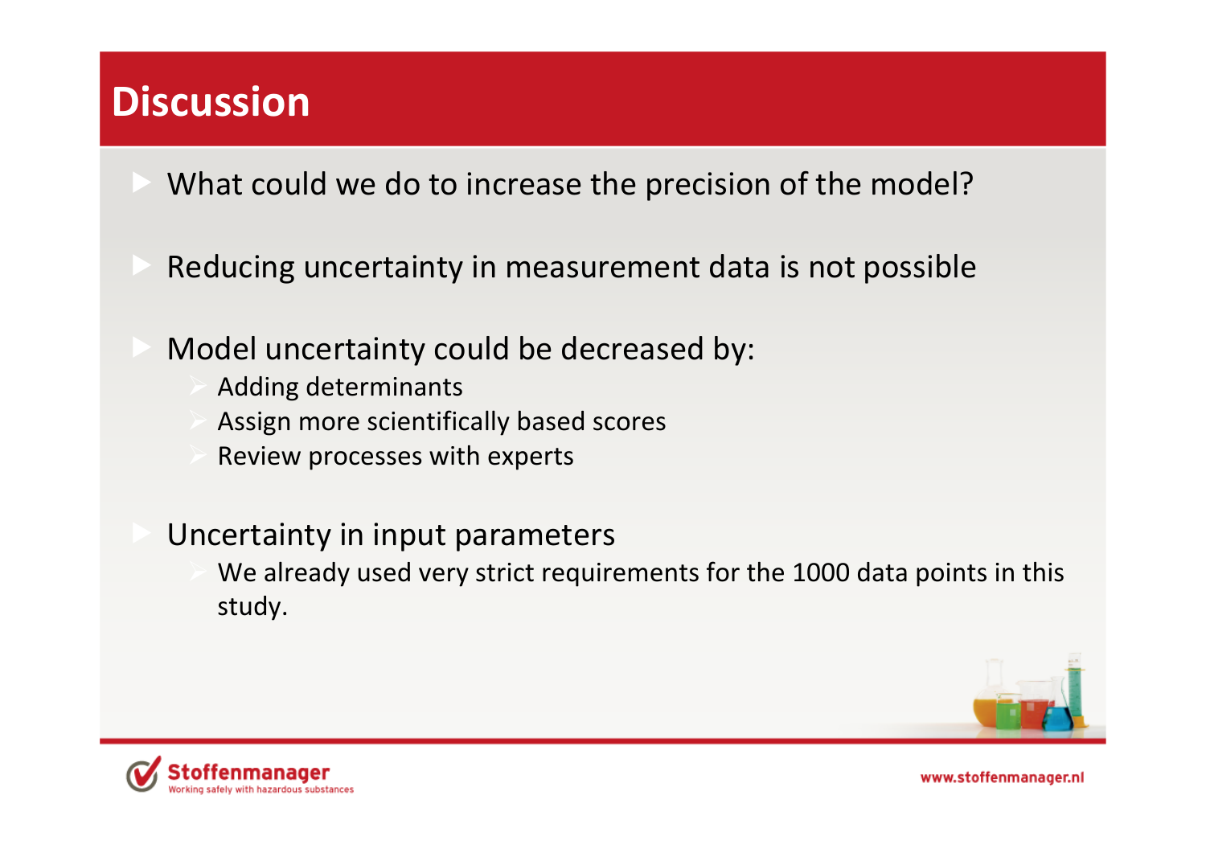# Discussion

- What could we do to increase the precision of the model?

- Reducing uncertainty in measurement data is not possible

- Model uncertainty could be decreased by:
  - Adding determinants
  - Assign more scientifically based scores
  - Review processes with experts

- Uncertainty in input parameters
  - We already used very strict requirements for the 1000 data points in this study.